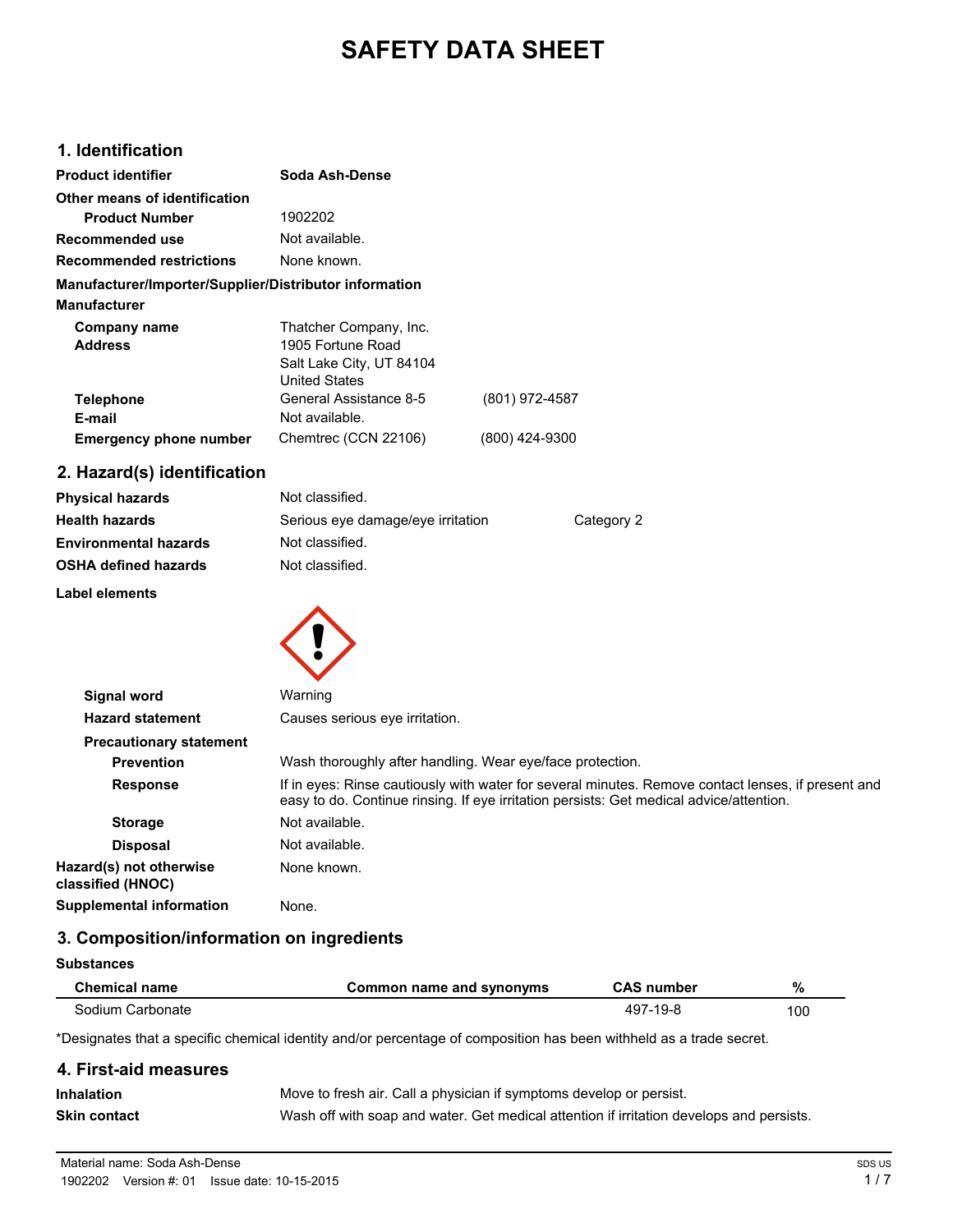# SAFETY DATA SHEET

## 1. Identification

**Product identifier** Soda Ash-Dense

**Other means of identification**

**Product Number** 1902202

**Recommended use** Not available.

**Recommended restrictions** None known.

**Manufacturer/Importer/Supplier/Distributor information**

**Manufacturer**

**Company name** Thatcher Company, Inc.

**Address** 1905 Fortune Road
Salt Lake City, UT 84104
United States

**Telephone** General Assistance 8-5 (801) 972-4587

**E-mail** Not available.

**Emergency phone number** Chemtrec (CCN 22106) (800) 424-9300

## 2. Hazard(s) identification

**Physical hazards** Not classified.

**Health hazards** Serious eye damage/eye irritation Category 2

**Environmental hazards** Not classified.

**OSHA defined hazards** Not classified.

**Label elements**

**Signal word** Warning

**Hazard statement** Causes serious eye irritation.

**Precautionary statement**

**Prevention** Wash thoroughly after handling. Wear eye/face protection.

**Response** If in eyes: Rinse cautiously with water for several minutes. Remove contact lenses, if present and easy to do. Continue rinsing. If eye irritation persists: Get medical advice/attention.

**Storage** Not available.

**Disposal** Not available.

**Hazard(s) not otherwise classified (HNOC)** None known.

**Supplemental information** None.

## 3. Composition/information on ingredients

**Substances**

| Chemical name | Common name and synonyms | CAS number | % |
|---|---|---|---|
| Sodium Carbonate | | 497-19-8 | 100 |

*Designates that a specific chemical identity and/or percentage of composition has been withheld as a trade secret.

## 4. First-aid measures

**Inhalation** Move to fresh air. Call a physician if symptoms develop or persist.

**Skin contact** Wash off with soap and water. Get medical attention if irritation develops and persists.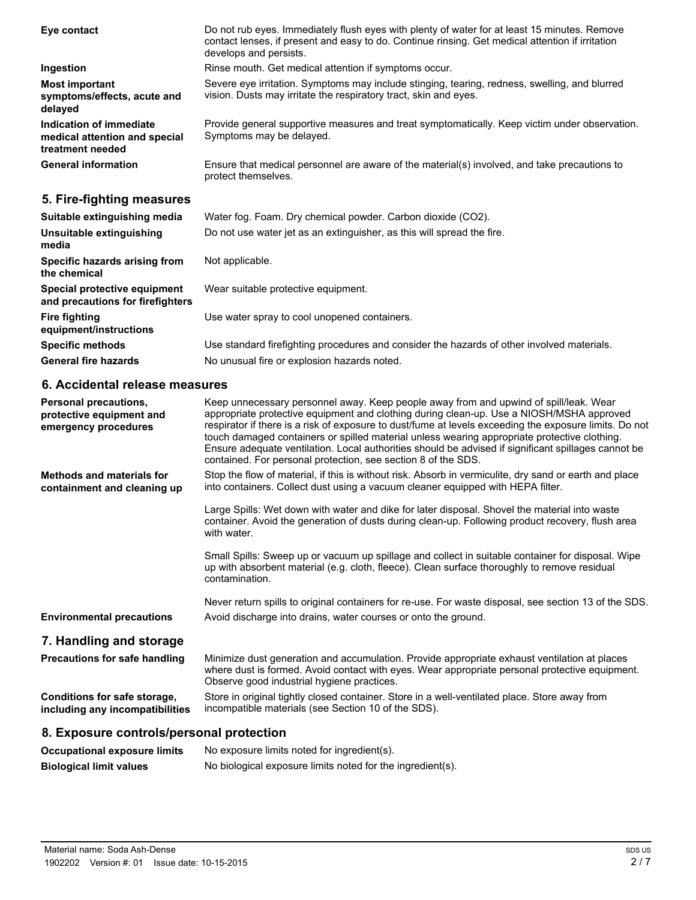**Eye contact** Do not rub eyes. Immediately flush eyes with plenty of water for at least 15 minutes. Remove contact lenses, if present and easy to do. Continue rinsing. Get medical attention if irritation develops and persists.

**Ingestion** Rinse mouth. Get medical attention if symptoms occur.

**Most important symptoms/effects, acute and delayed** Severe eye irritation. Symptoms may include stinging, tearing, redness, swelling, and blurred vision. Dusts may irritate the respiratory tract, skin and eyes.

**Indication of immediate medical attention and special treatment needed** Provide general supportive measures and treat symptomatically. Keep victim under observation. Symptoms may be delayed.

**General information** Ensure that medical personnel are aware of the material(s) involved, and take precautions to protect themselves.

## 5. Fire-fighting measures

**Suitable extinguishing media** Water fog. Foam. Dry chemical powder. Carbon dioxide ($CO_2$).

**Unsuitable extinguishing media** Do not use water jet as an extinguisher, as this will spread the fire.

**Specific hazards arising from the chemical** Not applicable.

**Special protective equipment and precautions for firefighters** Wear suitable protective equipment.

**Fire fighting equipment/instructions** Use water spray to cool unopened containers.

**Specific methods** Use standard firefighting procedures and consider the hazards of other involved materials.

**General fire hazards** No unusual fire or explosion hazards noted.

## 6. Accidental release measures

**Personal precautions, protective equipment and emergency procedures** Keep unnecessary personnel away. Keep people away from and upwind of spill/leak. Wear appropriate protective equipment and clothing during clean-up. Use a NIOSH/MSHA approved respirator if there is a risk of exposure to dust/fume at levels exceeding the exposure limits. Do not touch damaged containers or spilled material unless wearing appropriate protective clothing. Ensure adequate ventilation. Local authorities should be advised if significant spillages cannot be contained. For personal protection, see section 8 of the SDS.

**Methods and materials for containment and cleaning up** Stop the flow of material, if this is without risk. Absorb in vermiculite, dry sand or earth and place into containers. Collect dust using a vacuum cleaner equipped with HEPA filter.

Large Spills: Wet down with water and dike for later disposal. Shovel the material into waste container. Avoid the generation of dusts during clean-up. Following product recovery, flush area with water.

Small Spills: Sweep up or vacuum up spillage and collect in suitable container for disposal. Wipe up with absorbent material (e.g. cloth, fleece). Clean surface thoroughly to remove residual contamination.

Never return spills to original containers for re-use. For waste disposal, see section 13 of the SDS.

**Environmental precautions** Avoid discharge into drains, water courses or onto the ground.

## 7. Handling and storage

**Precautions for safe handling** Minimize dust generation and accumulation. Provide appropriate exhaust ventilation at places where dust is formed. Avoid contact with eyes. Wear appropriate personal protective equipment. Observe good industrial hygiene practices.

**Conditions for safe storage, including any incompatibilities** Store in original tightly closed container. Store in a well-ventilated place. Store away from incompatible materials (see Section 10 of the SDS).

## 8. Exposure controls/personal protection

**Occupational exposure limits** No exposure limits noted for ingredient(s).

**Biological limit values** No biological exposure limits noted for the ingredient(s).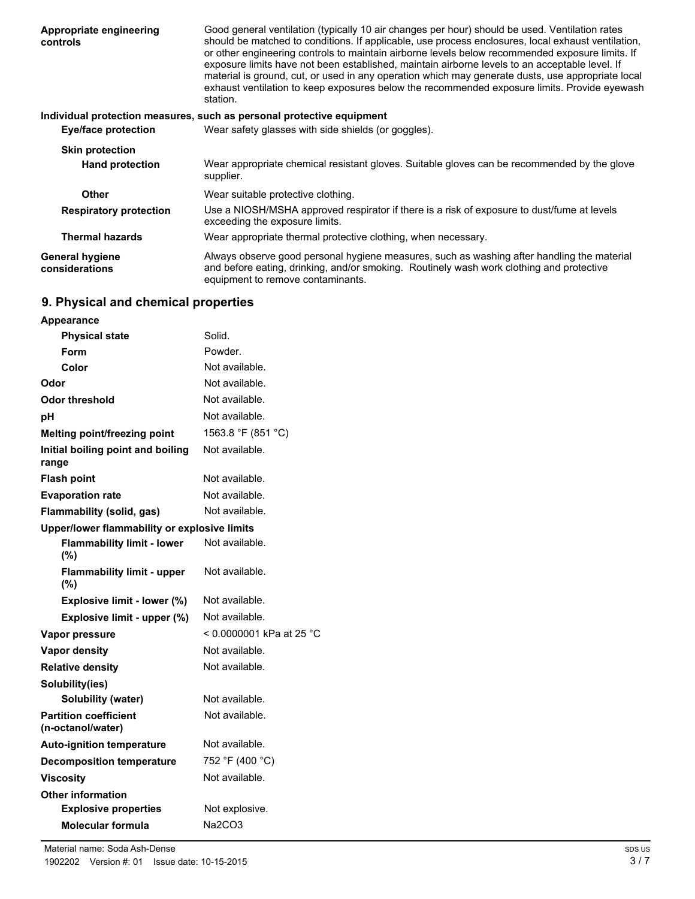**Appropriate engineering controls**

Good general ventilation (typically 10 air changes per hour) should be used. Ventilation rates should be matched to conditions. If applicable, use process enclosures, local exhaust ventilation, or other engineering controls to maintain airborne levels below recommended exposure limits. If exposure limits have not been established, maintain airborne levels to an acceptable level. If material is ground, cut, or used in any operation which may generate dusts, use appropriate local exhaust ventilation to keep exposures below the recommended exposure limits. Provide eyewash station.

**Individual protection measures, such as personal protective equipment**

| | |
|---|---|
| **Eye/face protection** | Wear safety glasses with side shields (or goggles). |
| **Skin protection** | |
| **Hand protection** | Wear appropriate chemical resistant gloves. Suitable gloves can be recommended by the glove supplier. |
| **Other** | Wear suitable protective clothing. |
| **Respiratory protection** | Use a NIOSH/MSHA approved respirator if there is a risk of exposure to dust/fume at levels exceeding the exposure limits. |
| **Thermal hazards** | Wear appropriate thermal protective clothing, when necessary. |
| **General hygiene considerations** | Always observe good personal hygiene measures, such as washing after handling the material and before eating, drinking, and/or smoking. Routinely wash work clothing and protective equipment to remove contaminants. |

## 9. Physical and chemical properties

| | |
|---|---|
| **Appearance** | |
| **Physical state** | Solid. |
| **Form** | Powder. |
| **Color** | Not available. |
| **Odor** | Not available. |
| **Odor threshold** | Not available. |
| **pH** | Not available. |
| **Melting point/freezing point** | 1563.8 °F (851 °C) |
| **Initial boiling point and boiling range** | Not available. |
| **Flash point** | Not available. |
| **Evaporation rate** | Not available. |
| **Flammability (solid, gas)** | Not available. |
| **Upper/lower flammability or explosive limits** | |
| **Flammability limit - lower (%)** | Not available. |
| **Flammability limit - upper (%)** | Not available. |
| **Explosive limit - lower (%)** | Not available. |
| **Explosive limit - upper (%)** | Not available. |
| **Vapor pressure** | < 0.0000001 kPa at 25 °C |
| **Vapor density** | Not available. |
| **Relative density** | Not available. |
| **Solubility(ies)** | |
| **Solubility (water)** | Not available. |
| **Partition coefficient (n-octanol/water)** | Not available. |
| **Auto-ignition temperature** | Not available. |
| **Decomposition temperature** | 752 °F (400 °C) |
| **Viscosity** | Not available. |
| **Other information** | |
| **Explosive properties** | Not explosive. |
| **Molecular formula** | $Na_2CO_3$ |

Material name: Soda Ash-Dense

1902202 Version #: 01 Issue date: 10-15-2015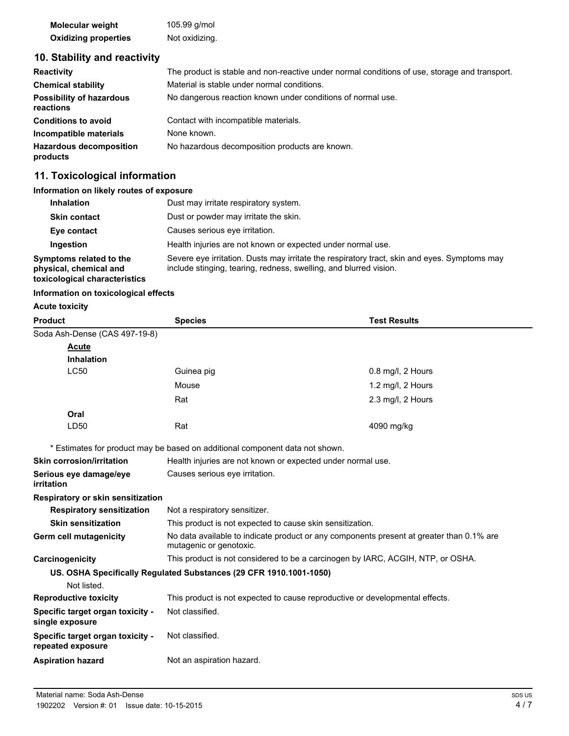| | |
|---|---|
| **Molecular weight** | 105.99 g/mol |
| **Oxidizing properties** | Not oxidizing. |

## 10. Stability and reactivity

| | |
|---|---|
| **Reactivity** | The product is stable and non-reactive under normal conditions of use, storage and transport. |
| **Chemical stability** | Material is stable under normal conditions. |
| **Possibility of hazardous reactions** | No dangerous reaction known under conditions of normal use. |
| **Conditions to avoid** | Contact with incompatible materials. |
| **Incompatible materials** | None known. |
| **Hazardous decomposition products** | No hazardous decomposition products are known. |

## 11. Toxicological information

**Information on likely routes of exposure**

| | |
|---|---|
| **Inhalation** | Dust may irritate respiratory system. |
| **Skin contact** | Dust or powder may irritate the skin. |
| **Eye contact** | Causes serious eye irritation. |
| **Ingestion** | Health injuries are not known or expected under normal use. |
| **Symptoms related to the physical, chemical and toxicological characteristics** | Severe eye irritation. Dusts may irritate the respiratory tract, skin and eyes. Symptoms may include stinging, tearing, redness, swelling, and blurred vision. |

**Information on toxicological effects**

**Acute toxicity**

| Product | Species | Test Results |
|---|---|---|
| Soda Ash-Dense (CAS 497-19-8) | | |
| **Acute** | | |
| **Inhalation** | | |
| LC50 | Guinea pig | 0.8 mg/l, 2 Hours |
| | Mouse | 1.2 mg/l, 2 Hours |
| | Rat | 2.3 mg/l, 2 Hours |
| **Oral** | | |
| LD50 | Rat | 4090 mg/kg |

\* Estimates for product may be based on additional component data not shown.

| | |
|---|---|
| **Skin corrosion/irritation** | Health injuries are not known or expected under normal use. |
| **Serious eye damage/eye irritation** | Causes serious eye irritation. |

**Respiratory or skin sensitization**

| | |
|---|---|
| **Respiratory sensitization** | Not a respiratory sensitizer. |
| **Skin sensitization** | This product is not expected to cause skin sensitization. |
| **Germ cell mutagenicity** | No data available to indicate product or any components present at greater than 0.1% are mutagenic or genotoxic. |
| **Carcinogenicity** | This product is not considered to be a carcinogen by IARC, ACGIH, NTP, or OSHA. |

**US. OSHA Specifically Regulated Substances (29 CFR 1910.1001-1050)**

Not listed.

| | |
|---|---|
| **Reproductive toxicity** | This product is not expected to cause reproductive or developmental effects. |
| **Specific target organ toxicity - single exposure** | Not classified. |
| **Specific target organ toxicity - repeated exposure** | Not classified. |
| **Aspiration hazard** | Not an aspiration hazard. |

Material name: Soda Ash-Dense
1902202 Version #: 01 Issue date: 10-15-2015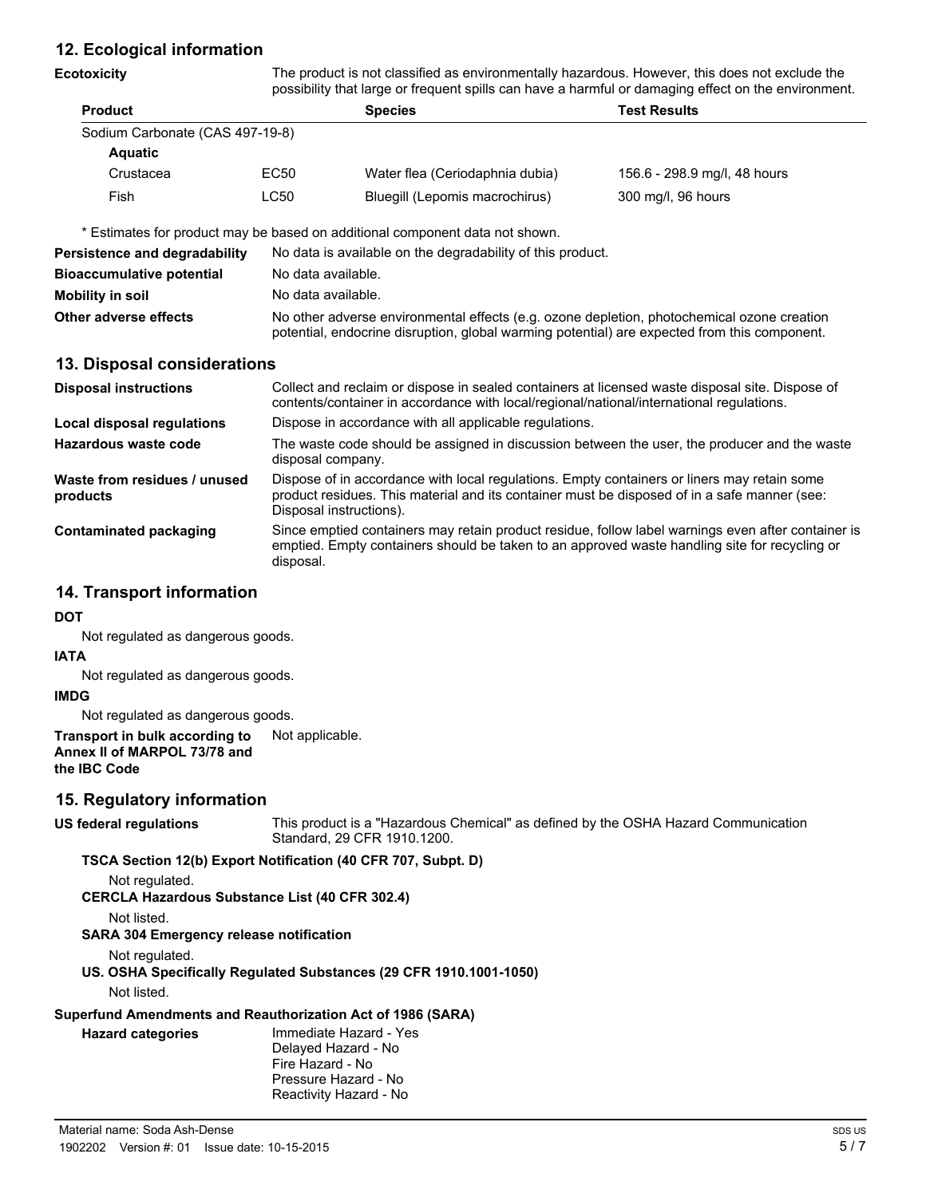## 12. Ecological information

**Ecotoxicity** The product is not classified as environmentally hazardous. However, this does not exclude the possibility that large or frequent spills can have a harmful or damaging effect on the environment.

| Product | | Species | Test Results |
|---|---|---|---|
| Sodium Carbonate (CAS 497-19-8) | | | |
| **Aquatic** | | | |
| Crustacea | EC50 | Water flea (Ceriodaphnia dubia) | 156.6 - 298.9 mg/l, 48 hours |
| Fish | LC50 | Bluegill (Lepomis macrochirus) | 300 mg/l, 96 hours |

\* Estimates for product may be based on additional component data not shown.

**Persistence and degradability** No data is available on the degradability of this product.

**Bioaccumulative potential** No data available.

**Mobility in soil** No data available.

**Other adverse effects** No other adverse environmental effects (e.g. ozone depletion, photochemical ozone creation potential, endocrine disruption, global warming potential) are expected from this component.

## 13. Disposal considerations

**Disposal instructions** Collect and reclaim or dispose in sealed containers at licensed waste disposal site. Dispose of contents/container in accordance with local/regional/national/international regulations.

**Local disposal regulations** Dispose in accordance with all applicable regulations.

**Hazardous waste code** The waste code should be assigned in discussion between the user, the producer and the waste disposal company.

**Waste from residues / unused products** Dispose of in accordance with local regulations. Empty containers or liners may retain some product residues. This material and its container must be disposed of in a safe manner (see: Disposal instructions).

**Contaminated packaging** Since emptied containers may retain product residue, follow label warnings even after container is emptied. Empty containers should be taken to an approved waste handling site for recycling or disposal.

## 14. Transport information

**DOT**

Not regulated as dangerous goods.

**IATA**

Not regulated as dangerous goods.

**IMDG**

Not regulated as dangerous goods.

**Transport in bulk according to Annex II of MARPOL 73/78 and the IBC Code** Not applicable.

## 15. Regulatory information

**US federal regulations** This product is a "Hazardous Chemical" as defined by the OSHA Hazard Communication Standard, 29 CFR 1910.1200.

**TSCA Section 12(b) Export Notification (40 CFR 707, Subpt. D)**

Not regulated.

**CERCLA Hazardous Substance List (40 CFR 302.4)**

Not listed.

**SARA 304 Emergency release notification**

Not regulated.

**US. OSHA Specifically Regulated Substances (29 CFR 1910.1001-1050)**

Not listed.

**Superfund Amendments and Reauthorization Act of 1986 (SARA)**

**Hazard categories**

Immediate Hazard - Yes
Delayed Hazard - No
Fire Hazard - No
Pressure Hazard - No
Reactivity Hazard - No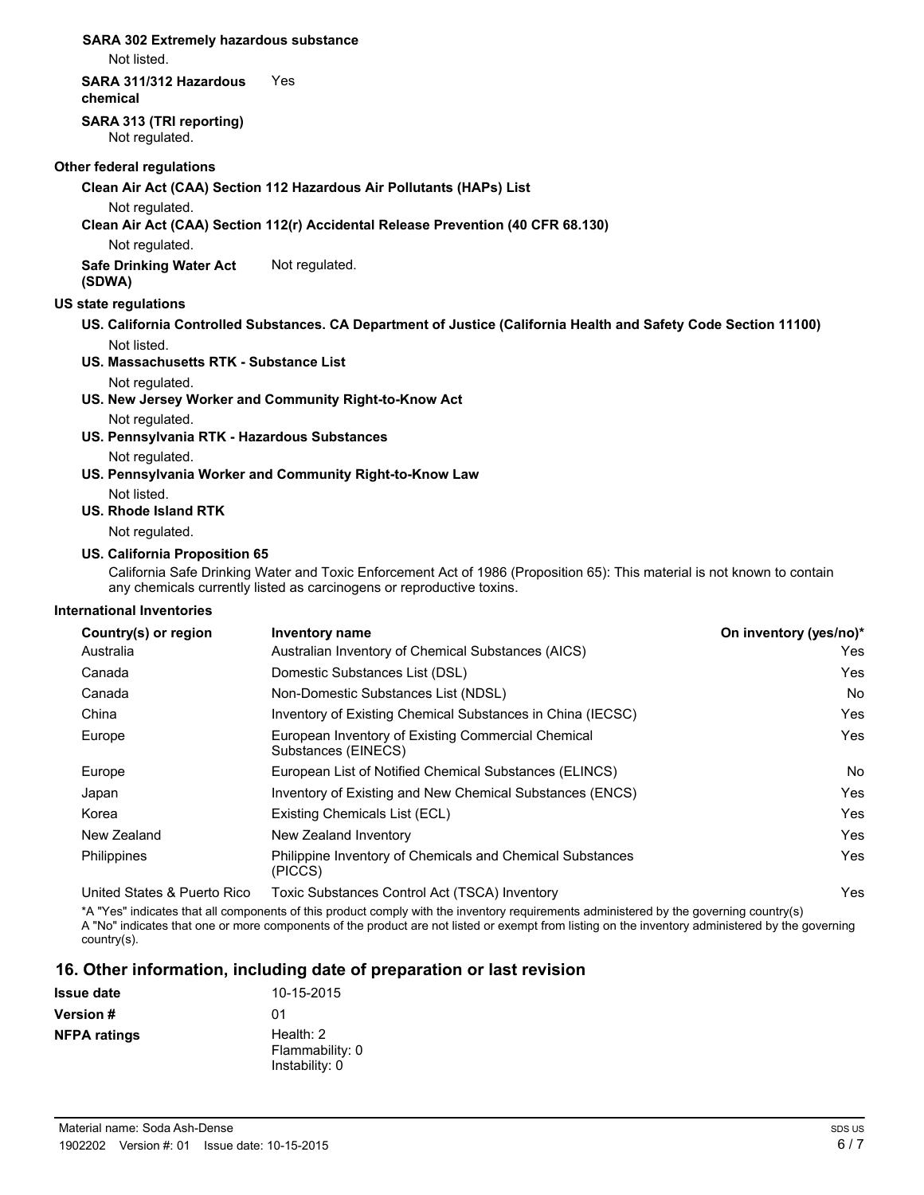**SARA 302 Extremely hazardous substance**

Not listed.

**SARA 311/312 Hazardous chemical** Yes

**SARA 313 (TRI reporting)**

Not regulated.

**Other federal regulations**

**Clean Air Act (CAA) Section 112 Hazardous Air Pollutants (HAPs) List**

Not regulated.

**Clean Air Act (CAA) Section 112(r) Accidental Release Prevention (40 CFR 68.130)**

Not regulated.

**Safe Drinking Water Act (SDWA)** Not regulated.

**US state regulations**

**US. California Controlled Substances. CA Department of Justice (California Health and Safety Code Section 11100)**

Not listed.

**US. Massachusetts RTK - Substance List**

Not regulated.

**US. New Jersey Worker and Community Right-to-Know Act**

Not regulated.

**US. Pennsylvania RTK - Hazardous Substances**

Not regulated.

**US. Pennsylvania Worker and Community Right-to-Know Law**

Not listed.

**US. Rhode Island RTK**

Not regulated.

**US. California Proposition 65**

California Safe Drinking Water and Toxic Enforcement Act of 1986 (Proposition 65): This material is not known to contain any chemicals currently listed as carcinogens or reproductive toxins.

**International Inventories**

| Country(s) or region | Inventory name | On inventory (yes/no)* |
|---|---|---|
| Australia | Australian Inventory of Chemical Substances (AICS) | Yes |
| Canada | Domestic Substances List (DSL) | Yes |
| Canada | Non-Domestic Substances List (NDSL) | No |
| China | Inventory of Existing Chemical Substances in China (IECSC) | Yes |
| Europe | European Inventory of Existing Commercial Chemical Substances (EINECS) | Yes |
| Europe | European List of Notified Chemical Substances (ELINCS) | No |
| Japan | Inventory of Existing and New Chemical Substances (ENCS) | Yes |
| Korea | Existing Chemicals List (ECL) | Yes |
| New Zealand | New Zealand Inventory | Yes |
| Philippines | Philippine Inventory of Chemicals and Chemical Substances (PICCS) | Yes |
| United States & Puerto Rico | Toxic Substances Control Act (TSCA) Inventory | Yes |

*A "Yes" indicates that all components of this product comply with the inventory requirements administered by the governing country(s)
A "No" indicates that one or more components of the product are not listed or exempt from listing on the inventory administered by the governing country(s).

## 16. Other information, including date of preparation or last revision

**Issue date** 10-15-2015

**Version #** 01

**NFPA ratings** Health: 2
Flammability: 0
Instability: 0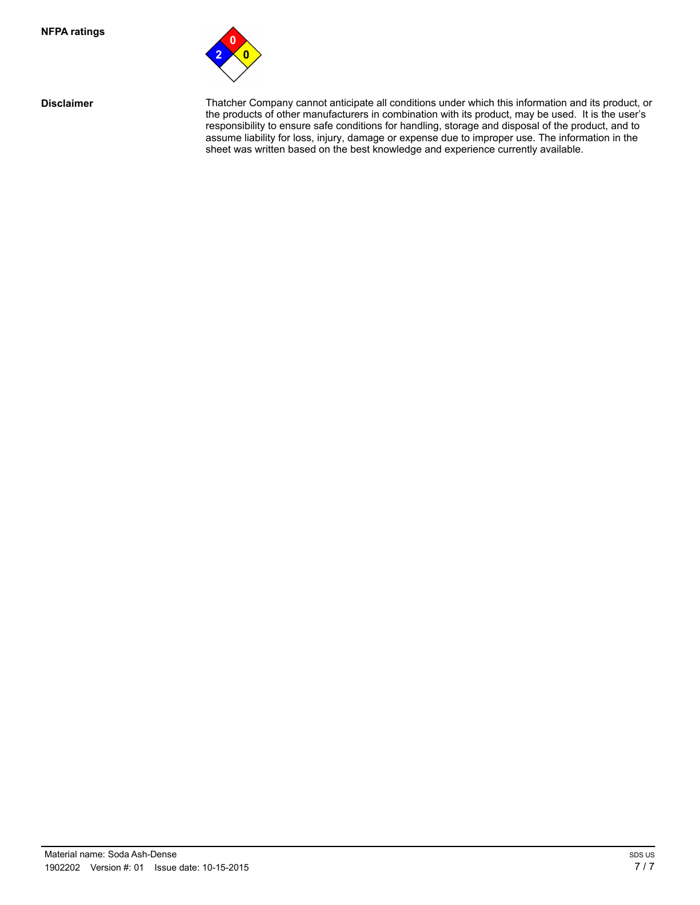**NFPA ratings**

0
2 0

**Disclaimer**

Thatcher Company cannot anticipate all conditions under which this information and its product, or the products of other manufacturers in combination with its product, may be used. It is the user's responsibility to ensure safe conditions for handling, storage and disposal of the product, and to assume liability for loss, injury, damage or expense due to improper use. The information in the sheet was written based on the best knowledge and experience currently available.